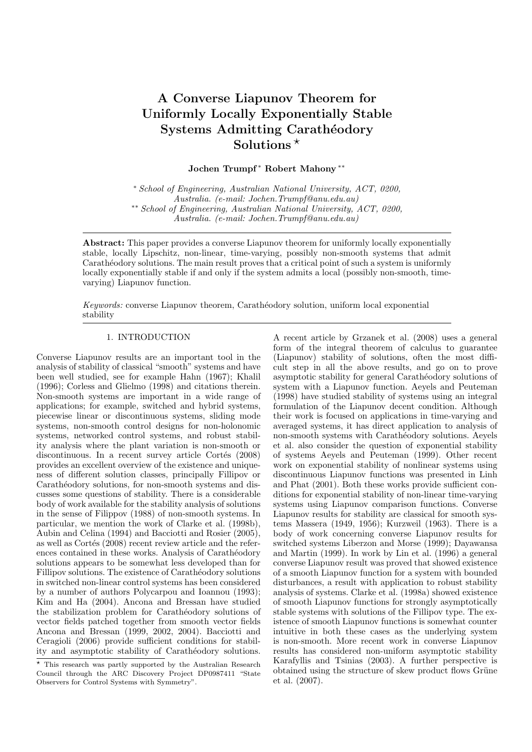# A Converse Liapunov Theorem for Uniformly Locally Exponentially Stable Systems Admitting Carathéodory Solutions [⋆]

**Jochen Trumpf** [*] **Robert Mahony** [**]

[*] *School of Engineering, Australian National University, ACT, 0200, Australia. (e-mail: Jochen.Trumpf@anu.edu.au)*
[**] *School of Engineering, Australian National University, ACT, 0200, Australia. (e-mail: Jochen.Trumpf@anu.edu.au)*

**Abstract:** This paper provides a converse Liapunov theorem for uniformly locally exponentially stable, locally Lipschitz, non-linear, time-varying, possibly non-smooth systems that admit Carathéodory solutions. The main result proves that a critical point of such a system is uniformly locally exponentially stable if and only if the system admits a local (possibly non-smooth, time-varying) Liapunov function.

*Keywords:* converse Liapunov theorem, Carathéodory solution, uniform local exponential stability

## 1. INTRODUCTION

Converse Liapunov results are an important tool in the analysis of stability of classical "smooth" systems and have been well studied, see for example Hahn (1967); Khalil (1996); Corless and Glielmo (1998) and citations therein. Non-smooth systems are important in a wide range of applications; for example, switched and hybrid systems, piecewise linear or discontinuous systems, sliding mode systems, non-smooth control designs for non-holonomic systems, networked control systems, and robust stability analysis where the plant variation is non-smooth or discontinuous. In a recent survey article Cortés (2008) provides an excellent overview of the existence and uniqueness of different solution classes, principally Fillipov or Carathéodory solutions, for non-smooth systems and discusses some questions of stability. There is a considerable body of work available for the stability analysis of solutions in the sense of Filippov (1988) of non-smooth systems. In particular, we mention the work of Clarke et al. (1998b), Aubin and Celina (1994) and Bacciotti and Rosier (2005), as well as Cortés (2008) recent review article and the references contained in these works. Analysis of Carathéodory solutions appears to be somewhat less developed than for Fillipov solutions. The existence of Carathéodory solutions in switched non-linear control systems has been considered by a number of authors Polycarpou and Ioannou (1993); Kim and Ha (2004). Ancona and Bressan have studied the stabilization problem for Carathéodory solutions of vector fields patched together from smooth vector fields Ancona and Bressan (1999, 2002, 2004). Bacciotti and Ceragioli (2006) provide sufficient conditions for stability and asymptotic stability of Carathéodory solutions. A recent article by Grzanek et al. (2008) uses a general form of the integral theorem of calculus to guarantee (Liapunov) stability of solutions, often the most difficult step in all the above results, and go on to prove asymptotic stability for general Carathéodory solutions of system with a Liapunov function. Aeyels and Peuteman (1998) have studied stability of systems using an integral formulation of the Liapunov decent condition. Although their work is focused on applications in time-varying and averaged systems, it has direct application to analysis of non-smooth systems with Carathéodory solutions. Aeyels et al. also consider the question of exponential stability of systems Aeyels and Peuteman (1999). Other recent work on exponential stability of nonlinear systems using discontinuous Liapunov functions was presented in Linh and Phat (2001). Both these works provide sufficient conditions for exponential stability of non-linear time-varying systems using Liapunov comparison functions. Converse Liapunov results for stability are classical for smooth systems Massera (1949, 1956); Kurzweil (1963). There is a body of work concerning converse Liapunov results for switched systems Liberzon and Morse (1999); Dayawansa and Martin (1999). In work by Lin et al. (1996) a general converse Liapunov result was proved that showed existence of a smooth Liapunov function for a system with bounded disturbances, a result with application to robust stability analysis of systems. Clarke et al. (1998a) showed existence of smooth Liapunov functions for strongly asymptotically stable systems with solutions of the Fillipov type. The existence of smooth Liapunov functions is somewhat counter intuitive in both these cases as the underlying system is non-smooth. More recent work in converse Liapunov results has considered non-uniform asymptotic stability Karafyllis and Tsinias (2003). A further perspective is obtained using the structure of skew product flows Grüne et al. (2007).

[⋆] This research was partly supported by the Australian Research Council through the ARC Discovery Project DP0987411 "State Observers for Control Systems with Symmetry".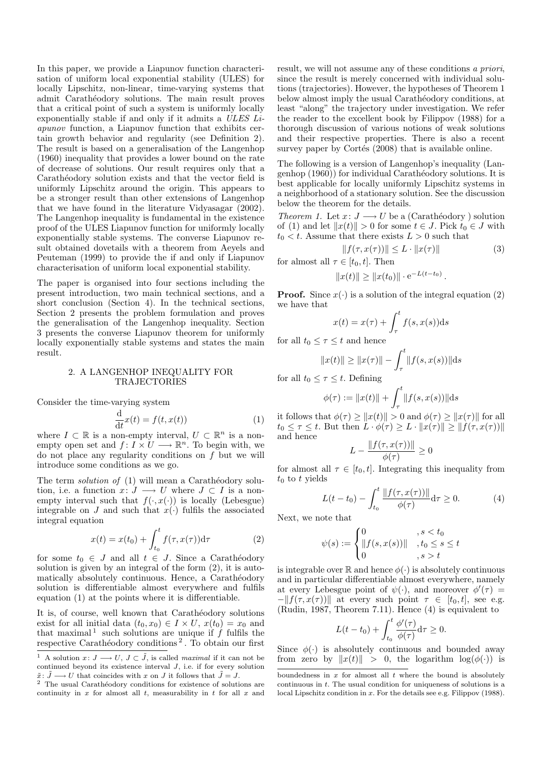In this paper, we provide a Liapunov function characterisation of uniform local exponential stability (ULES) for locally Lipschitz, non-linear, time-varying systems that admit Carathéodory solutions. The main result proves that a critical point of such a system is uniformly locally exponentially stable if and only if it admits a *ULES Liapunov* function, a Liapunov function that exhibits certain growth behavior and regularity (see Definition 2). The result is based on a generalisation of the Langenhop (1960) inequality that provides a lower bound on the rate of decrease of solutions. Our result requires only that a Carathéodory solution exists and that the vector field is uniformly Lipschitz around the origin. This appears to be a stronger result than other extensions of Langenhop that we have found in the literature Vidyasagar (2002). The Langenhop inequality is fundamental in the existence proof of the ULES Liapunov function for uniformly locally exponentially stable systems. The converse Liapunov result obtained dovetails with a theorem from Aeyels and Peuteman (1999) to provide the if and only if Liapunov characterisation of uniform local exponential stability.

The paper is organised into four sections including the present introduction, two main technical sections, and a short conclusion (Section 4). In the technical sections, Section 2 presents the problem formulation and proves the generalisation of the Langenhop inequality. Section 3 presents the converse Liapunov theorem for uniformly locally exponentially stable systems and states the main result.

## 2. A LANGENHOP INEQUALITY FOR TRAJECTORIES

Consider the time-varying system

$$\frac{\mathrm{d}}{\mathrm{d}t}x(t) = f(t, x(t)) \tag{1}$$

where $I \subset \mathbb{R}$ is a non-empty interval, $U \subset \mathbb{R}^n$ is a non-empty open set and $f\colon I \times U \longrightarrow \mathbb{R}^n$. To begin with, we do not place any regularity conditions on $f$ but we will introduce some conditions as we go.

The term *solution of* (1) will mean a Carathéodory solution, i.e. a function $x\colon J \longrightarrow U$ where $J \subset I$ is a non-empty interval such that $f(\cdot, x(\cdot))$ is locally (Lebesgue) integrable on $J$ and such that $x(\cdot)$ fulfils the associated integral equation

$$x(t) = x(t_0) + \int_{t_0}^{t} f(\tau, x(\tau))\mathrm{d}\tau \tag{2}$$

for some $t_0 \in J$ and all $t \in J$. Since a Carathéodory solution is given by an integral of the form (2), it is automatically absolutely continuous. Hence, a Carathéodory solution is differentiable almost everywhere and fulfils equation (1) at the points where it is differentiable.

It is, of course, well known that Carathéodory solutions exist for all initial data $(t_0, x_0) \in I \times U$, $x(t_0) = x_0$ and that maximal[1] such solutions are unique if $f$ fulfils the respective Carathéodory conditions[2]. To obtain our first result, we will not assume any of these conditions *a priori*, since the result is merely concerned with individual solutions (trajectories). However, the hypotheses of Theorem 1 below almost imply the usual Carathéodory conditions, at least "along" the trajectory under investigation. We refer the reader to the excellent book by Filippov (1988) for a thorough discussion of various notions of weak solutions and their respective properties. There is also a recent survey paper by Cortés (2008) that is available online.

The following is a version of Langenhop's inequality (Langenhop (1960)) for individual Carathéodory solutions. It is best applicable for locally uniformly Lipschitz systems in a neighborhood of a stationary solution. See the discussion below the theorem for the details.

*Theorem 1.* Let $x\colon J \longrightarrow U$ be a (Carathéodory ) solution of (1) and let $\|x(t)\| > 0$ for some $t \in J$. Pick $t_0 \in J$ with $t_0 < t$. Assume that there exists $L > 0$ such that

$$\|f(\tau, x(\tau))\| \leq L \cdot \|x(\tau)\| \tag{3}$$

for almost all $\tau \in [t_0, t]$. Then

$$\|x(t)\| \geq \|x(t_0)\| \cdot \mathrm{e}^{-L(t-t_0)}.$$

**Proof.** Since $x(\cdot)$ is a solution of the integral equation (2) we have that

$$x(t) = x(\tau) + \int_{\tau}^{t} f(s, x(s))\mathrm{d}s$$

for all $t_0 \leq \tau \leq t$ and hence

$$\|x(t)\| \geq \|x(\tau)\| - \int_{\tau}^{t} \|f(s, x(s))\|\mathrm{d}s$$

for all $t_0 \leq \tau \leq t$. Defining

$$\phi(\tau) := \|x(t)\| + \int_{\tau}^{t} \|f(s, x(s))\|\mathrm{d}s$$

it follows that $\phi(\tau) \geq \|x(t)\| > 0$ and $\phi(\tau) \geq \|x(\tau)\|$ for all $t_0 \leq \tau \leq t$. But then $L \cdot \phi(\tau) \geq L \cdot \|x(\tau)\| \geq \|f(\tau, x(\tau))\|$ and hence

$$L - \frac{\|f(\tau, x(\tau))\|}{\phi(\tau)} \geq 0$$

for almost all $\tau \in [t_0, t]$. Integrating this inequality from $t_0$ to $t$ yields

$$L(t - t_0) - \int_{t_0}^{t} \frac{\|f(\tau, x(\tau))\|}{\phi(\tau)}\mathrm{d}\tau \geq 0. \tag{4}$$

Next, we note that

$$\psi(s) := \begin{cases} 0 & , s < t_0 \\ \|f(s, x(s))\| & , t_0 \leq s \leq t \\ 0 & , s > t \end{cases}$$

is integrable over $\mathbb{R}$ and hence $\phi(\cdot)$ is absolutely continuous and in particular differentiable almost everywhere, namely at every Lebesgue point of $\psi(\cdot)$, and moreover $\phi'(\tau) = -\|f(\tau, x(\tau))\|$ at every such point $\tau \in [t_0, t]$, see e.g. (Rudin, 1987, Theorem 7.11). Hence (4) is equivalent to

$$L(t - t_0) + \int_{t_0}^{t} \frac{\phi'(\tau)}{\phi(\tau)}\mathrm{d}\tau \geq 0.$$

Since $\phi(\cdot)$ is absolutely continuous and bounded away from zero by $\|x(t)\| > 0$, the logarithm $\log(\phi(\cdot))$ is

---

[1] A solution $x\colon J \longrightarrow U$, $J \subset \tilde{J}$, is called *maximal* if it can not be continued beyond its existence interval $J$, i.e. if for every solution $\tilde{x}\colon \tilde{J} \longrightarrow U$ that coincides with $x$ on $J$ it follows that $\tilde{J} = J$.

[2] The usual Carathéodory conditions for existence of solutions are continuity in $x$ for almost all $t$, measurability in $t$ for all $x$ and boundedness in $x$ for almost all $t$ where the bound is absolutely continuous in $t$. The usual condition for uniqueness of solutions is a local Lipschitz condition in $x$. For the details see e.g. Filippov (1988).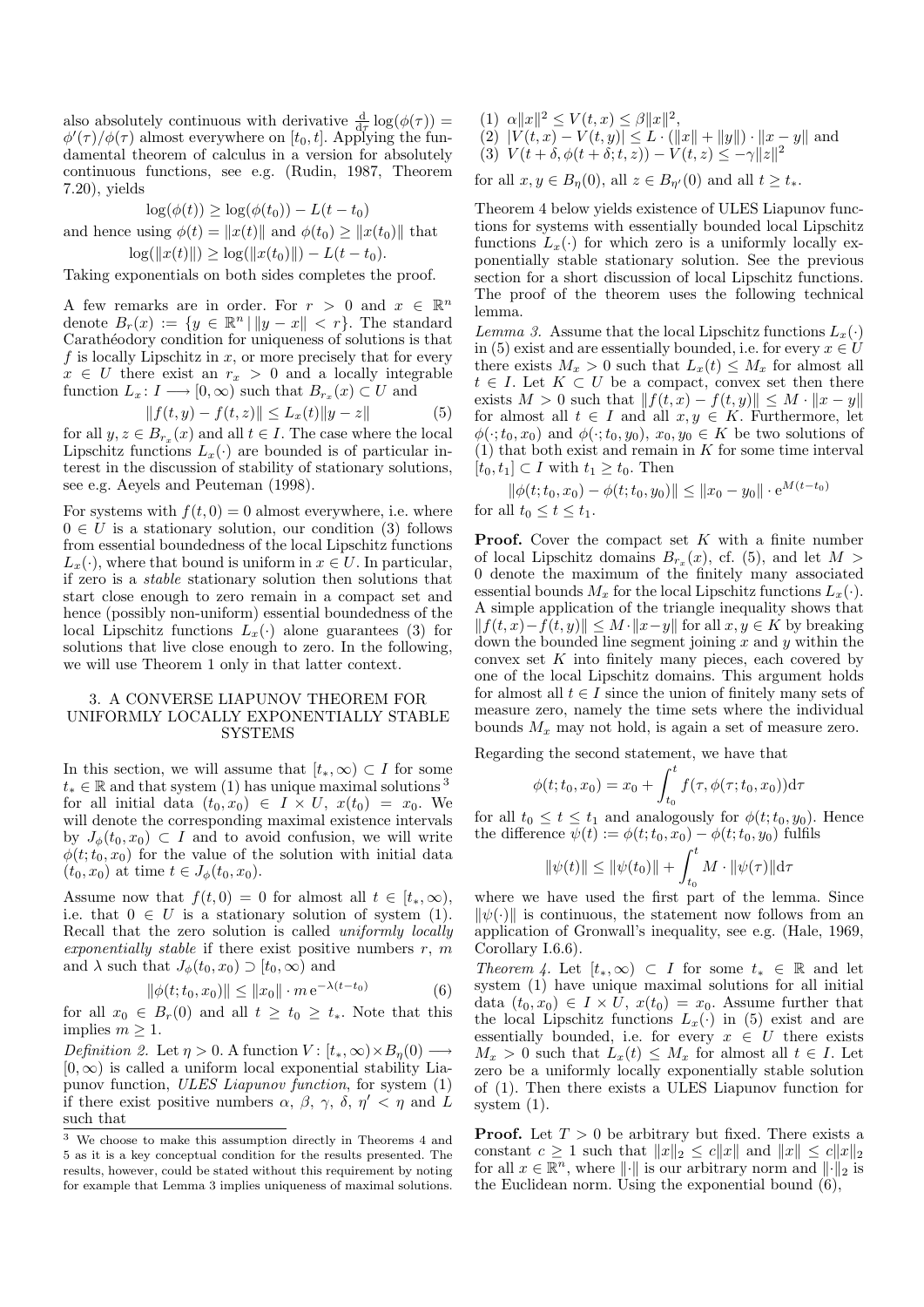also absolutely continuous with derivative $\frac{\mathrm{d}}{\mathrm{d}\tau}\log(\phi(\tau)) = \phi'(\tau)/\phi(\tau)$ almost everywhere on $[t_0, t]$. Applying the fundamental theorem of calculus in a version for absolutely continuous functions, see e.g. (Rudin, 1987, Theorem 7.20), yields

$$\log(\phi(t)) \geq \log(\phi(t_0)) - L(t - t_0)$$

and hence using $\phi(t) = \|x(t)\|$ and $\phi(t_0) \geq \|x(t_0)\|$ that

$$\log(\|x(t)\|) \geq \log(\|x(t_0)\|) - L(t - t_0).$$

Taking exponentials on both sides completes the proof.

A few remarks are in order. For $r > 0$ and $x \in \mathbb{R}^n$ denote $B_r(x) := \{y \in \mathbb{R}^n \,|\, \|y - x\| < r\}$. The standard Carathéodory condition for uniqueness of solutions is that $f$ is locally Lipschitz in $x$, or more precisely that for every $x \in U$ there exist an $r_x > 0$ and a locally integrable function $L_x \colon I \longrightarrow [0, \infty)$ such that $B_{r_x}(x) \subset U$ and

$$\|f(t, y) - f(t, z)\| \leq L_x(t)\|y - z\| \tag{5}$$

for all $y, z \in B_{r_x}(x)$ and all $t \in I$. The case where the local Lipschitz functions $L_x(\cdot)$ are bounded is of particular interest in the discussion of stability of stationary solutions, see e.g. Aeyels and Peuteman (1998).

For systems with $f(t, 0) = 0$ almost everywhere, i.e. where $0 \in U$ is a stationary solution, our condition (3) follows from essential boundedness of the local Lipschitz functions $L_x(\cdot)$, where that bound is uniform in $x \in U$. In particular, if zero is a *stable* stationary solution then solutions that start close enough to zero remain in a compact set and hence (possibly non-uniform) essential boundedness of the local Lipschitz functions $L_x(\cdot)$ alone guarantees (3) for solutions that live close enough to zero. In the following, we will use Theorem 1 only in that latter context.

## 3. A CONVERSE LIAPUNOV THEOREM FOR UNIFORMLY LOCALLY EXPONENTIALLY STABLE SYSTEMS

In this section, we will assume that $[t_*, \infty) \subset I$ for some $t_* \in \mathbb{R}$ and that system (1) has unique maximal solutions [3] for all initial data $(t_0, x_0) \in I \times U$, $x(t_0) = x_0$. We will denote the corresponding maximal existence intervals by $J_\phi(t_0, x_0) \subset I$ and to avoid confusion, we will write $\phi(t; t_0, x_0)$ for the value of the solution with initial data $(t_0, x_0)$ at time $t \in J_\phi(t_0, x_0)$.

Assume now that $f(t, 0) = 0$ for almost all $t \in [t_*, \infty)$, i.e. that $0 \in U$ is a stationary solution of system (1). Recall that the zero solution is called *uniformly locally exponentially stable* if there exist positive numbers $r$, $m$ and $\lambda$ such that $J_\phi(t_0, x_0) \supset [t_0, \infty)$ and

$$\|\phi(t; t_0, x_0)\| \leq \|x_0\| \cdot m\, \mathrm{e}^{-\lambda(t - t_0)} \tag{6}$$

for all $x_0 \in B_r(0)$ and all $t \geq t_0 \geq t_*$. Note that this implies $m \geq 1$.

*Definition 2.* Let $\eta > 0$. A function $V \colon [t_*, \infty) \times B_\eta(0) \longrightarrow [0, \infty)$ is called a uniform local exponential stability Liapunov function, *ULES Liapunov function*, for system (1) if there exist positive numbers $\alpha$, $\beta$, $\gamma$, $\delta$, $\eta' < \eta$ and $L$ such that

(1) $\alpha\|x\|^2 \leq V(t, x) \leq \beta\|x\|^2$,
(2) $|V(t, x) - V(t, y)| \leq L \cdot (\|x\| + \|y\|) \cdot \|x - y\|$ and
(3) $V(t + \delta, \phi(t + \delta; t, z)) - V(t, z) \leq -\gamma\|z\|^2$

for all $x, y \in B_\eta(0)$, all $z \in B_{\eta'}(0)$ and all $t \geq t_*$.

Theorem 4 below yields existence of ULES Liapunov functions for systems with essentially bounded local Lipschitz functions $L_x(\cdot)$ for which zero is a uniformly locally exponentially stable stationary solution. See the previous section for a short discussion of local Lipschitz functions. The proof of the theorem uses the following technical lemma.

*Lemma 3.* Assume that the local Lipschitz functions $L_x(\cdot)$ in (5) exist and are essentially bounded, i.e. for every $x \in U$ there exists $M_x > 0$ such that $L_x(t) \leq M_x$ for almost all $t \in I$. Let $K \subset U$ be a compact, convex set then there exists $M > 0$ such that $\|f(t, x) - f(t, y)\| \leq M \cdot \|x - y\|$ for almost all $t \in I$ and all $x, y \in K$. Furthermore, let $\phi(\cdot; t_0, x_0)$ and $\phi(\cdot; t_0, y_0)$, $x_0, y_0 \in K$ be two solutions of (1) that both exist and remain in $K$ for some time interval $[t_0, t_1] \subset I$ with $t_1 \geq t_0$. Then

$$\|\phi(t; t_0, x_0) - \phi(t; t_0, y_0)\| \leq \|x_0 - y_0\| \cdot \mathrm{e}^{M(t - t_0)}$$

for all $t_0 \leq t \leq t_1$.

**Proof.** Cover the compact set $K$ with a finite number of local Lipschitz domains $B_{r_x}(x)$, cf. (5), and let $M > 0$ denote the maximum of the finitely many associated essential bounds $M_x$ for the local Lipschitz functions $L_x(\cdot)$. A simple application of the triangle inequality shows that $\|f(t, x) - f(t, y)\| \leq M \cdot \|x - y\|$ for all $x, y \in K$ by breaking down the bounded line segment joining $x$ and $y$ within the convex set $K$ into finitely many pieces, each covered by one of the local Lipschitz domains. This argument holds for almost all $t \in I$ since the union of finitely many sets of measure zero, namely the time sets where the individual bounds $M_x$ may not hold, is again a set of measure zero.

Regarding the second statement, we have that

$$\phi(t; t_0, x_0) = x_0 + \int_{t_0}^{t} f(\tau, \phi(\tau; t_0, x_0))\mathrm{d}\tau$$

for all $t_0 \leq t \leq t_1$ and analogously for $\phi(t; t_0, y_0)$. Hence the difference $\psi(t) := \phi(t; t_0, x_0) - \phi(t; t_0, y_0)$ fulfils

$$\|\psi(t)\| \leq \|\psi(t_0)\| + \int_{t_0}^{t} M \cdot \|\psi(\tau)\|\mathrm{d}\tau$$

where we have used the first part of the lemma. Since $\|\psi(\cdot)\|$ is continuous, the statement now follows from an application of Gronwall's inequality, see e.g. (Hale, 1969, Corollary I.6.6).

*Theorem 4.* Let $[t_*, \infty) \subset I$ for some $t_* \in \mathbb{R}$ and let system (1) have unique maximal solutions for all initial data $(t_0, x_0) \in I \times U$, $x(t_0) = x_0$. Assume further that the local Lipschitz functions $L_x(\cdot)$ in (5) exist and are essentially bounded, i.e. for every $x \in U$ there exists $M_x > 0$ such that $L_x(t) \leq M_x$ for almost all $t \in I$. Let zero be a uniformly locally exponentially stable solution of (1). Then there exists a ULES Liapunov function for system (1).

**Proof.** Let $T > 0$ be arbitrary but fixed. There exists a constant $c \geq 1$ such that $\|x\|_2 \leq c\|x\|$ and $\|x\| \leq c\|x\|_2$ for all $x \in \mathbb{R}^n$, where $\|\cdot\|$ is our arbitrary norm and $\|\cdot\|_2$ is the Euclidean norm. Using the exponential bound (6),

[3] We choose to make this assumption directly in Theorems 4 and 5 as it is a key conceptual condition for the results presented. The results, however, could be stated without this requirement by noting for example that Lemma 3 implies uniqueness of maximal solutions.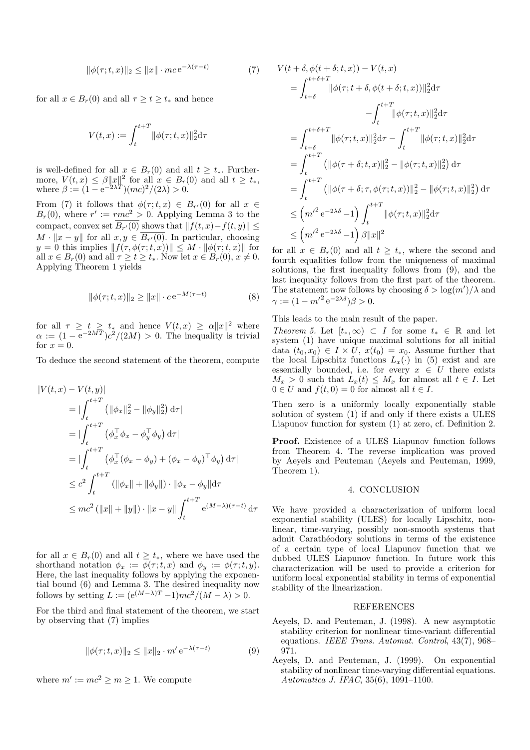$$\|\phi(\tau;t,x)\|_2 \leq \|x\| \cdot mc\,\mathrm{e}^{-\lambda(\tau-t)} \tag{7}$$

for all $x \in B_r(0)$ and all $\tau \geq t \geq t_*$ and hence

$$V(t,x) := \int_t^{t+T} \|\phi(\tau;t,x)\|_2^2 \mathrm{d}\tau$$

is well-defined for all $x \in B_r(0)$ and all $t \geq t_*$. Furthermore, $V(t,x) \leq \beta\|x\|^2$ for all $x \in B_r(0)$ and all $t \geq t_*$, where $\beta := (1-\mathrm{e}^{-2\lambda T})(mc)^2/(2\lambda) > 0$.

From (7) it follows that $\phi(\tau;t,x) \in B_{r'}(0)$ for all $x \in B_r(0)$, where $r' := rmc^2 > 0$. Applying Lemma 3 to the compact, convex set $\overline{B_{r'}(0)}$ shows that $\|f(t,x)-f(t,y)\| \leq M \cdot \|x-y\|$ for all $x,y \in \overline{B_{r'}(0)}$. In particular, choosing $y=0$ this implies $\|f(\tau,\phi(\tau;t,x))\| \leq M \cdot \|\phi(\tau;t,x)\|$ for all $x \in B_r(0)$ and all $\tau \geq t \geq t_*$. Now let $x \in B_r(0)$, $x \neq 0$. Applying Theorem 1 yields

$$\|\phi(\tau;t,x)\|_2 \geq \|x\| \cdot c\,\mathrm{e}^{-M(\tau-t)} \tag{8}$$

for all $\tau \geq t \geq t_*$ and hence $V(t,x) \geq \alpha\|x\|^2$ where $\alpha := (1-\mathrm{e}^{-2MT})c^2/(2M) > 0$. The inequality is trivial for $x=0$.

To deduce the second statement of the theorem, compute

$$\begin{aligned}
|V(t,x) - V(t,y)| &= |\int_t^{t+T} \left(\|\phi_x\|_2^2 - \|\phi_y\|_2^2\right) \mathrm{d}\tau| \\
&= |\int_t^{t+T} \left(\phi_x^\top \phi_x - \phi_y^\top \phi_y\right) \mathrm{d}\tau| \\
&= |\int_t^{t+T} \left(\phi_x^\top(\phi_x - \phi_y) + (\phi_x - \phi_y)^\top \phi_y\right) \mathrm{d}\tau| \\
&\leq c^2 \int_t^{t+T} (\|\phi_x\| + \|\phi_y\|) \cdot \|\phi_x - \phi_y\| \mathrm{d}\tau \\
&\leq mc^2 (\|x\| + \|y\|) \cdot \|x-y\| \int_t^{t+T} \mathrm{e}^{(M-\lambda)(\tau-t)}\,\mathrm{d}\tau
\end{aligned}$$

for all $x \in B_r(0)$ and all $t \geq t_*$, where we have used the shorthand notation $\phi_x := \phi(\tau;t,x)$ and $\phi_y := \phi(\tau;t,y)$. Here, the last inequality follows by applying the exponential bound (6) and Lemma 3. The desired inequality now follows by setting $L := (\mathrm{e}^{(M-\lambda)T} - 1)mc^2/(M-\lambda) > 0$.

For the third and final statement of the theorem, we start by observing that (7) implies

$$\|\phi(\tau;t,x)\|_2 \leq \|x\|_2 \cdot m'\,\mathrm{e}^{-\lambda(\tau-t)} \tag{9}$$

where $m' := mc^2 \geq m \geq 1$. We compute

$$\begin{aligned}
&V(t+\delta, \phi(t+\delta;t,x)) - V(t,x) \\
&= \int_{t+\delta}^{t+\delta+T} \|\phi(\tau;t+\delta,\phi(t+\delta;t,x))\|_2^2 \mathrm{d}\tau \\
&\qquad - \int_t^{t+T} \|\phi(\tau;t,x)\|_2^2 \mathrm{d}\tau \\
&= \int_{t+\delta}^{t+\delta+T} \|\phi(\tau;t,x)\|_2^2 \mathrm{d}\tau - \int_t^{t+T} \|\phi(\tau;t,x)\|_2^2 \mathrm{d}\tau \\
&= \int_t^{t+T} \left(\|\phi(\tau+\delta;t,x)\|_2^2 - \|\phi(\tau;t,x)\|_2^2\right) \mathrm{d}\tau \\
&= \int_t^{t+T} \left(\|\phi(\tau+\delta;\tau,\phi(\tau;t,x))\|_2^2 - \|\phi(\tau;t,x)\|_2^2\right) \mathrm{d}\tau \\
&\leq \left(m'^2\,\mathrm{e}^{-2\lambda\delta} - 1\right) \int_t^{t+T} \|\phi(\tau;t,x)\|_2^2 \mathrm{d}\tau \\
&\leq \left(m'^2\,\mathrm{e}^{-2\lambda\delta} - 1\right) \beta\|x\|^2
\end{aligned}$$

for all $x \in B_r(0)$ and all $t \geq t_*$, where the second and fourth equalities follow from the uniqueness of maximal solutions, the first inequality follows from (9), and the last inequality follows from the first part of the theorem. The statement now follows by choosing $\delta > \log(m')/\lambda$ and $\gamma := (1-m'^2\,\mathrm{e}^{-2\lambda\delta})\beta > 0$.

This leads to the main result of the paper.

*Theorem 5.* Let $[t_*,\infty) \subset I$ for some $t_* \in \mathbb{R}$ and let system (1) have unique maximal solutions for all initial data $(t_0,x_0) \in I \times U$, $x(t_0) = x_0$. Assume further that the local Lipschitz functions $L_x(\cdot)$ in (5) exist and are essentially bounded, i.e. for every $x \in U$ there exists $M_x > 0$ such that $L_x(t) \leq M_x$ for almost all $t \in I$. Let $0 \in U$ and $f(t,0) = 0$ for almost all $t \in I$.

Then zero is a uniformly locally exponentially stable solution of system (1) if and only if there exists a ULES Liapunov function for system (1) at zero, cf. Definition 2.

**Proof.** Existence of a ULES Liapunov function follows from Theorem 4. The reverse implication was proved by Aeyels and Peuteman (Aeyels and Peuteman, 1999, Theorem 1).

## 4. CONCLUSION

We have provided a characterization of uniform local exponential stability (ULES) for locally Lipschitz, nonlinear, time-varying, possibly non-smooth systems that admit Carathéodory solutions in terms of the existence of a certain type of local Liapunov function that we dubbed ULES Liapunov function. In future work this characterization will be used to provide a criterion for uniform local exponential stability in terms of exponential stability of the linearization.

## REFERENCES

Aeyels, D. and Peuteman, J. (1998). A new asymptotic stability criterion for nonlinear time-variant differential equations. *IEEE Trans. Automat. Control*, 43(7), 968–971.

Aeyels, D. and Peuteman, J. (1999). On exponential stability of nonlinear time-varying differential equations. *Automatica J. IFAC*, 35(6), 1091–1100.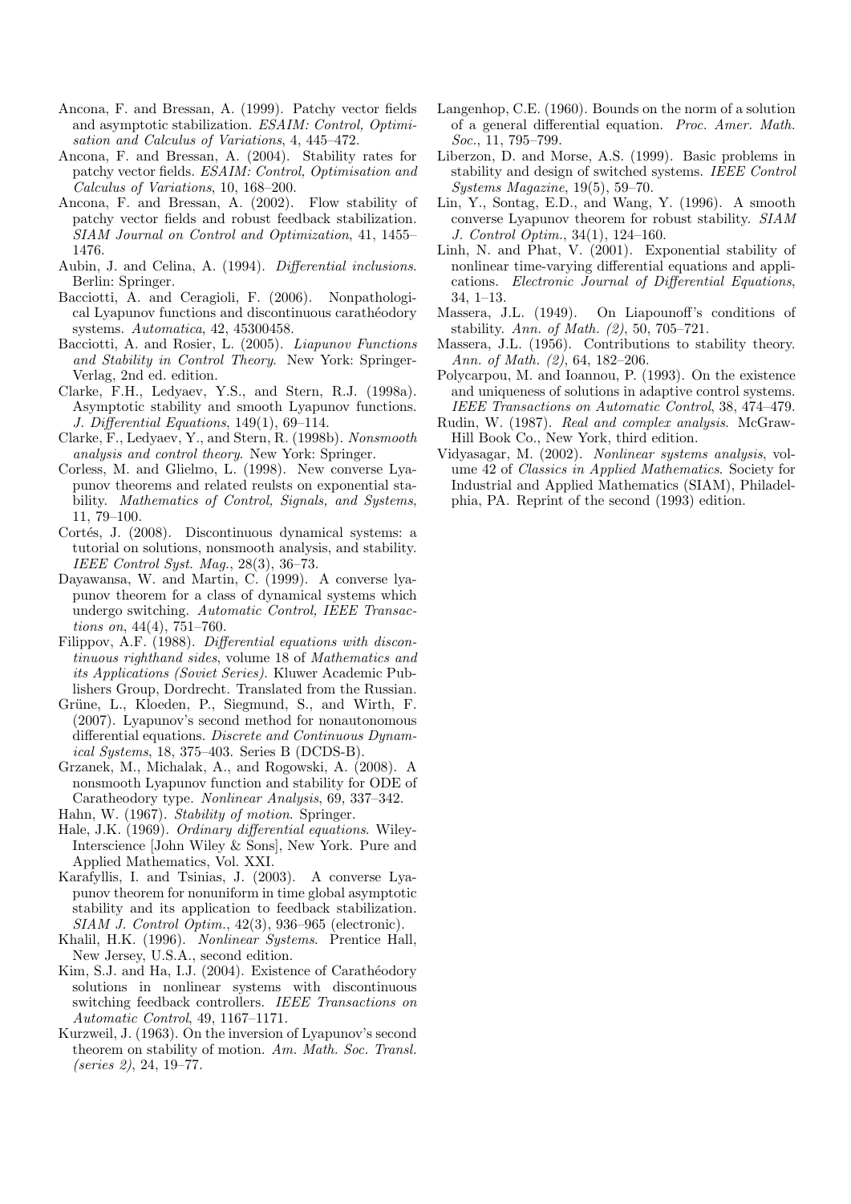Ancona, F. and Bressan, A. (1999). Patchy vector fields and asymptotic stabilization. *ESAIM: Control, Optimisation and Calculus of Variations*, 4, 445–472.

Ancona, F. and Bressan, A. (2004). Stability rates for patchy vector fields. *ESAIM: Control, Optimisation and Calculus of Variations*, 10, 168–200.

Ancona, F. and Bressan, A. (2002). Flow stability of patchy vector fields and robust feedback stabilization. *SIAM Journal on Control and Optimization*, 41, 1455–1476.

Aubin, J. and Celina, A. (1994). *Differential inclusions*. Berlin: Springer.

Bacciotti, A. and Ceragioli, F. (2006). Nonpathological Lyapunov functions and discontinuous carathéodory systems. *Automatica*, 42, 45300458.

Bacciotti, A. and Rosier, L. (2005). *Liapunov Functions and Stability in Control Theory*. New York: Springer-Verlag, 2nd ed. edition.

Clarke, F.H., Ledyaev, Y.S., and Stern, R.J. (1998a). Asymptotic stability and smooth Lyapunov functions. *J. Differential Equations*, 149(1), 69–114.

Clarke, F., Ledyaev, Y., and Stern, R. (1998b). *Nonsmooth analysis and control theory*. New York: Springer.

Corless, M. and Glielmo, L. (1998). New converse Lyapunov theorems and related reulsts on exponential stability. *Mathematics of Control, Signals, and Systems*, 11, 79–100.

Cortés, J. (2008). Discontinuous dynamical systems: a tutorial on solutions, nonsmooth analysis, and stability. *IEEE Control Syst. Mag.*, 28(3), 36–73.

Dayawansa, W. and Martin, C. (1999). A converse lyapunov theorem for a class of dynamical systems which undergo switching. *Automatic Control, IEEE Transactions on*, 44(4), 751–760.

Filippov, A.F. (1988). *Differential equations with discontinuous righthand sides*, volume 18 of *Mathematics and its Applications (Soviet Series)*. Kluwer Academic Publishers Group, Dordrecht. Translated from the Russian.

Grüne, L., Kloeden, P., Siegmund, S., and Wirth, F. (2007). Lyapunov's second method for nonautonomous differential equations. *Discrete and Continuous Dynamical Systems*, 18, 375–403. Series B (DCDS-B).

Grzanek, M., Michalak, A., and Rogowski, A. (2008). A nonsmooth Lyapunov function and stability for ODE of Caratheodory type. *Nonlinear Analysis*, 69, 337–342.

Hahn, W. (1967). *Stability of motion*. Springer.

Hale, J.K. (1969). *Ordinary differential equations*. Wiley-Interscience [John Wiley & Sons], New York. Pure and Applied Mathematics, Vol. XXI.

Karafyllis, I. and Tsinias, J. (2003). A converse Lyapunov theorem for nonuniform in time global asymptotic stability and its application to feedback stabilization. *SIAM J. Control Optim.*, 42(3), 936–965 (electronic).

Khalil, H.K. (1996). *Nonlinear Systems*. Prentice Hall, New Jersey, U.S.A., second edition.

Kim, S.J. and Ha, I.J. (2004). Existence of Carathéodory solutions in nonlinear systems with discontinuous switching feedback controllers. *IEEE Transactions on Automatic Control*, 49, 1167–1171.

Kurzweil, J. (1963). On the inversion of Lyapunov's second theorem on stability of motion. *Am. Math. Soc. Transl. (series 2)*, 24, 19–77.

Langenhop, C.E. (1960). Bounds on the norm of a solution of a general differential equation. *Proc. Amer. Math. Soc.*, 11, 795–799.

Liberzon, D. and Morse, A.S. (1999). Basic problems in stability and design of switched systems. *IEEE Control Systems Magazine*, 19(5), 59–70.

Lin, Y., Sontag, E.D., and Wang, Y. (1996). A smooth converse Lyapunov theorem for robust stability. *SIAM J. Control Optim.*, 34(1), 124–160.

Linh, N. and Phat, V. (2001). Exponential stability of nonlinear time-varying differential equations and applications. *Electronic Journal of Differential Equations*, 34, 1–13.

Massera, J.L. (1949). On Liapounoff's conditions of stability. *Ann. of Math. (2)*, 50, 705–721.

Massera, J.L. (1956). Contributions to stability theory. *Ann. of Math. (2)*, 64, 182–206.

Polycarpou, M. and Ioannou, P. (1993). On the existence and uniqueness of solutions in adaptive control systems. *IEEE Transactions on Automatic Control*, 38, 474–479.

Rudin, W. (1987). *Real and complex analysis*. McGraw-Hill Book Co., New York, third edition.

Vidyasagar, M. (2002). *Nonlinear systems analysis*, volume 42 of *Classics in Applied Mathematics*. Society for Industrial and Applied Mathematics (SIAM), Philadelphia, PA. Reprint of the second (1993) edition.